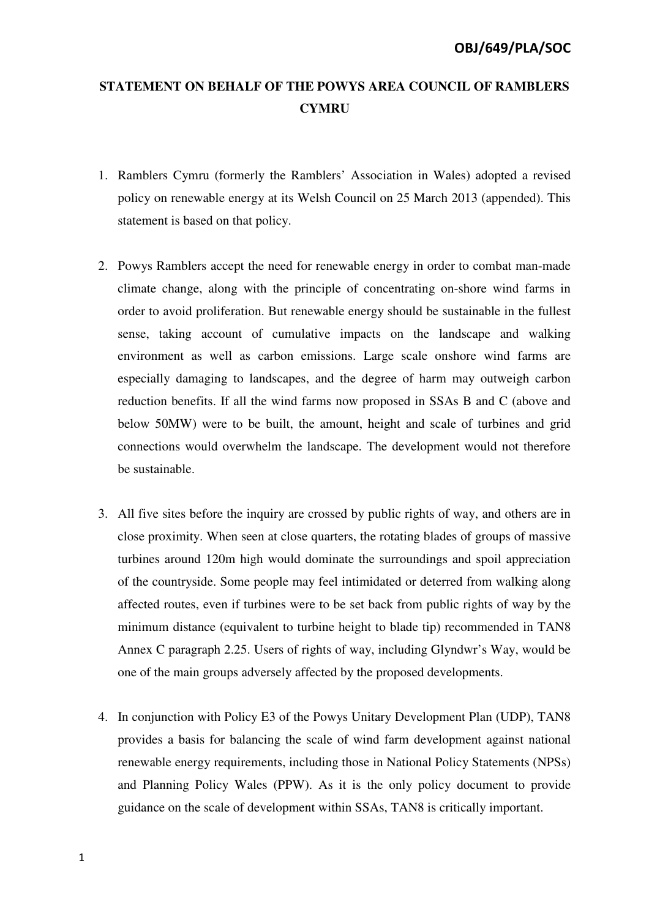OBJ/649/PLA/SOC

# STATEMENT ON BEHALF OF THE POWYS AREA COUNCIL OF RAMBLERS CYMRU

1. Ramblers Cymru (formerly the Ramblers' Association in Wales) adopted a revised policy on renewable energy at its Welsh Council on 25 March 2013 (appended). This statement is based on that policy.

2. Powys Ramblers accept the need for renewable energy in order to combat man-made climate change, along with the principle of concentrating on-shore wind farms in order to avoid proliferation. But renewable energy should be sustainable in the fullest sense, taking account of cumulative impacts on the landscape and walking environment as well as carbon emissions. Large scale onshore wind farms are especially damaging to landscapes, and the degree of harm may outweigh carbon reduction benefits. If all the wind farms now proposed in SSAs B and C (above and below 50MW) were to be built, the amount, height and scale of turbines and grid connections would overwhelm the landscape. The development would not therefore be sustainable.

3. All five sites before the inquiry are crossed by public rights of way, and others are in close proximity. When seen at close quarters, the rotating blades of groups of massive turbines around 120m high would dominate the surroundings and spoil appreciation of the countryside. Some people may feel intimidated or deterred from walking along affected routes, even if turbines were to be set back from public rights of way by the minimum distance (equivalent to turbine height to blade tip) recommended in TAN8 Annex C paragraph 2.25. Users of rights of way, including Glyndwr's Way, would be one of the main groups adversely affected by the proposed developments.

4. In conjunction with Policy E3 of the Powys Unitary Development Plan (UDP), TAN8 provides a basis for balancing the scale of wind farm development against national renewable energy requirements, including those in National Policy Statements (NPSs) and Planning Policy Wales (PPW). As it is the only policy document to provide guidance on the scale of development within SSAs, TAN8 is critically important.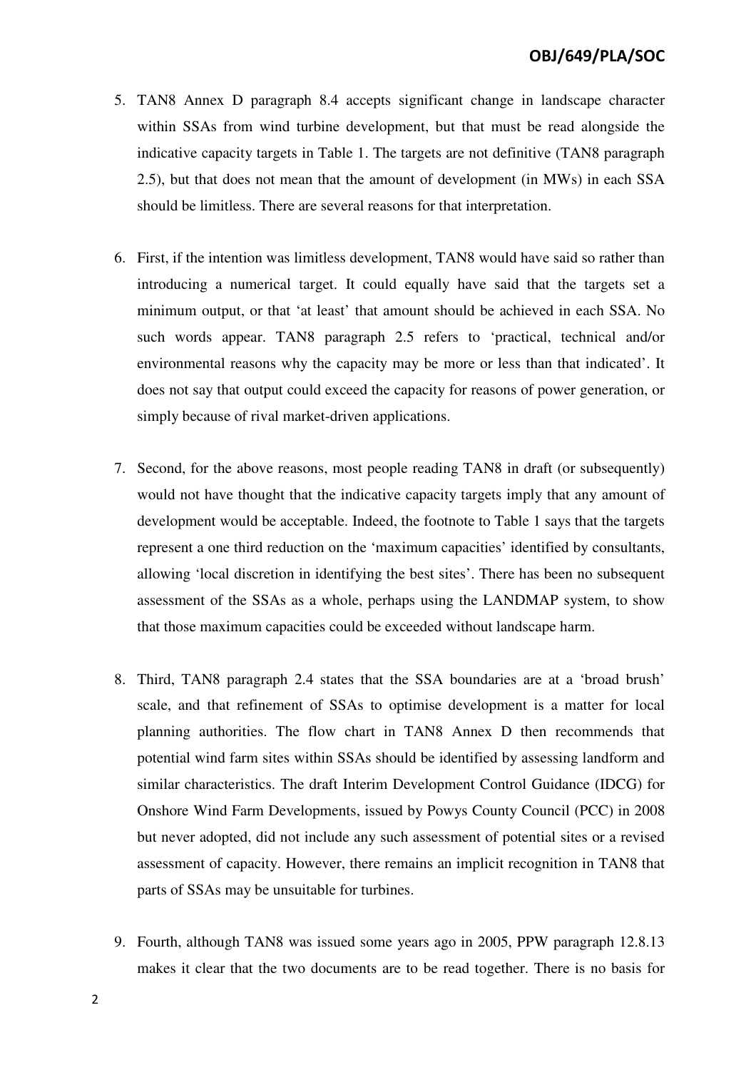5. TAN8 Annex D paragraph 8.4 accepts significant change in landscape character within SSAs from wind turbine development, but that must be read alongside the indicative capacity targets in Table 1. The targets are not definitive (TAN8 paragraph 2.5), but that does not mean that the amount of development (in MWs) in each SSA should be limitless. There are several reasons for that interpretation.

6. First, if the intention was limitless development, TAN8 would have said so rather than introducing a numerical target. It could equally have said that the targets set a minimum output, or that 'at least' that amount should be achieved in each SSA. No such words appear. TAN8 paragraph 2.5 refers to 'practical, technical and/or environmental reasons why the capacity may be more or less than that indicated'. It does not say that output could exceed the capacity for reasons of power generation, or simply because of rival market-driven applications.

7. Second, for the above reasons, most people reading TAN8 in draft (or subsequently) would not have thought that the indicative capacity targets imply that any amount of development would be acceptable. Indeed, the footnote to Table 1 says that the targets represent a one third reduction on the 'maximum capacities' identified by consultants, allowing 'local discretion in identifying the best sites'. There has been no subsequent assessment of the SSAs as a whole, perhaps using the LANDMAP system, to show that those maximum capacities could be exceeded without landscape harm.

8. Third, TAN8 paragraph 2.4 states that the SSA boundaries are at a 'broad brush' scale, and that refinement of SSAs to optimise development is a matter for local planning authorities. The flow chart in TAN8 Annex D then recommends that potential wind farm sites within SSAs should be identified by assessing landform and similar characteristics. The draft Interim Development Control Guidance (IDCG) for Onshore Wind Farm Developments, issued by Powys County Council (PCC) in 2008 but never adopted, did not include any such assessment of potential sites or a revised assessment of capacity. However, there remains an implicit recognition in TAN8 that parts of SSAs may be unsuitable for turbines.

9. Fourth, although TAN8 was issued some years ago in 2005, PPW paragraph 12.8.13 makes it clear that the two documents are to be read together. There is no basis for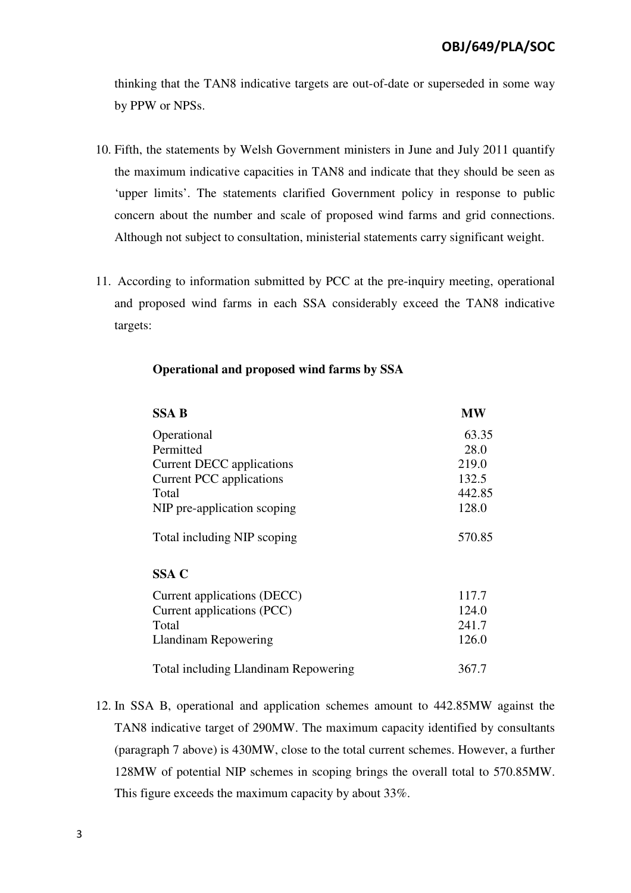thinking that the TAN8 indicative targets are out-of-date or superseded in some way by PPW or NPSs.

10. Fifth, the statements by Welsh Government ministers in June and July 2011 quantify the maximum indicative capacities in TAN8 and indicate that they should be seen as 'upper limits'. The statements clarified Government policy in response to public concern about the number and scale of proposed wind farms and grid connections. Although not subject to consultation, ministerial statements carry significant weight.

11. According to information submitted by PCC at the pre-inquiry meeting, operational and proposed wind farms in each SSA considerably exceed the TAN8 indicative targets:

**Operational and proposed wind farms by SSA**

| **SSA B** | **MW** |
|---|---|
| Operational | 63.35 |
| Permitted | 28.0 |
| Current DECC applications | 219.0 |
| Current PCC applications | 132.5 |
| Total | 442.85 |
| NIP pre-application scoping | 128.0 |
| Total including NIP scoping | 570.85 |
| **SSA C** | |
| Current applications (DECC) | 117.7 |
| Current applications (PCC) | 124.0 |
| Total | 241.7 |
| Llandinam Repowering | 126.0 |
| Total including Llandinam Repowering | 367.7 |

12. In SSA B, operational and application schemes amount to 442.85MW against the TAN8 indicative target of 290MW. The maximum capacity identified by consultants (paragraph 7 above) is 430MW, close to the total current schemes. However, a further 128MW of potential NIP schemes in scoping brings the overall total to 570.85MW. This figure exceeds the maximum capacity by about 33%.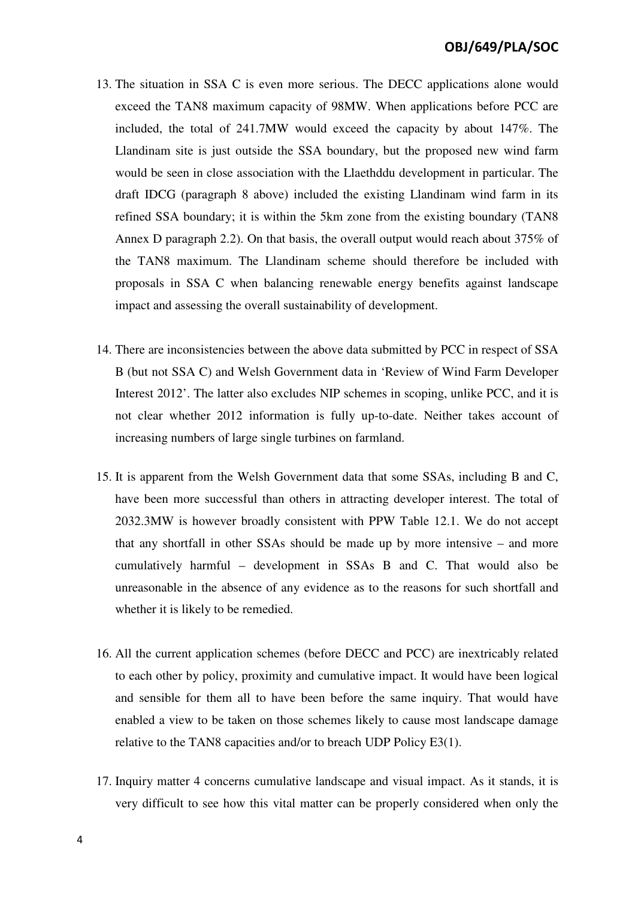13. The situation in SSA C is even more serious. The DECC applications alone would exceed the TAN8 maximum capacity of 98MW. When applications before PCC are included, the total of 241.7MW would exceed the capacity by about 147%. The Llandinam site is just outside the SSA boundary, but the proposed new wind farm would be seen in close association with the Llaethddu development in particular. The draft IDCG (paragraph 8 above) included the existing Llandinam wind farm in its refined SSA boundary; it is within the 5km zone from the existing boundary (TAN8 Annex D paragraph 2.2). On that basis, the overall output would reach about 375% of the TAN8 maximum. The Llandinam scheme should therefore be included with proposals in SSA C when balancing renewable energy benefits against landscape impact and assessing the overall sustainability of development.

14. There are inconsistencies between the above data submitted by PCC in respect of SSA B (but not SSA C) and Welsh Government data in 'Review of Wind Farm Developer Interest 2012'. The latter also excludes NIP schemes in scoping, unlike PCC, and it is not clear whether 2012 information is fully up-to-date. Neither takes account of increasing numbers of large single turbines on farmland.

15. It is apparent from the Welsh Government data that some SSAs, including B and C, have been more successful than others in attracting developer interest. The total of 2032.3MW is however broadly consistent with PPW Table 12.1. We do not accept that any shortfall in other SSAs should be made up by more intensive – and more cumulatively harmful – development in SSAs B and C. That would also be unreasonable in the absence of any evidence as to the reasons for such shortfall and whether it is likely to be remedied.

16. All the current application schemes (before DECC and PCC) are inextricably related to each other by policy, proximity and cumulative impact. It would have been logical and sensible for them all to have been before the same inquiry. That would have enabled a view to be taken on those schemes likely to cause most landscape damage relative to the TAN8 capacities and/or to breach UDP Policy E3(1).

17. Inquiry matter 4 concerns cumulative landscape and visual impact. As it stands, it is very difficult to see how this vital matter can be properly considered when only the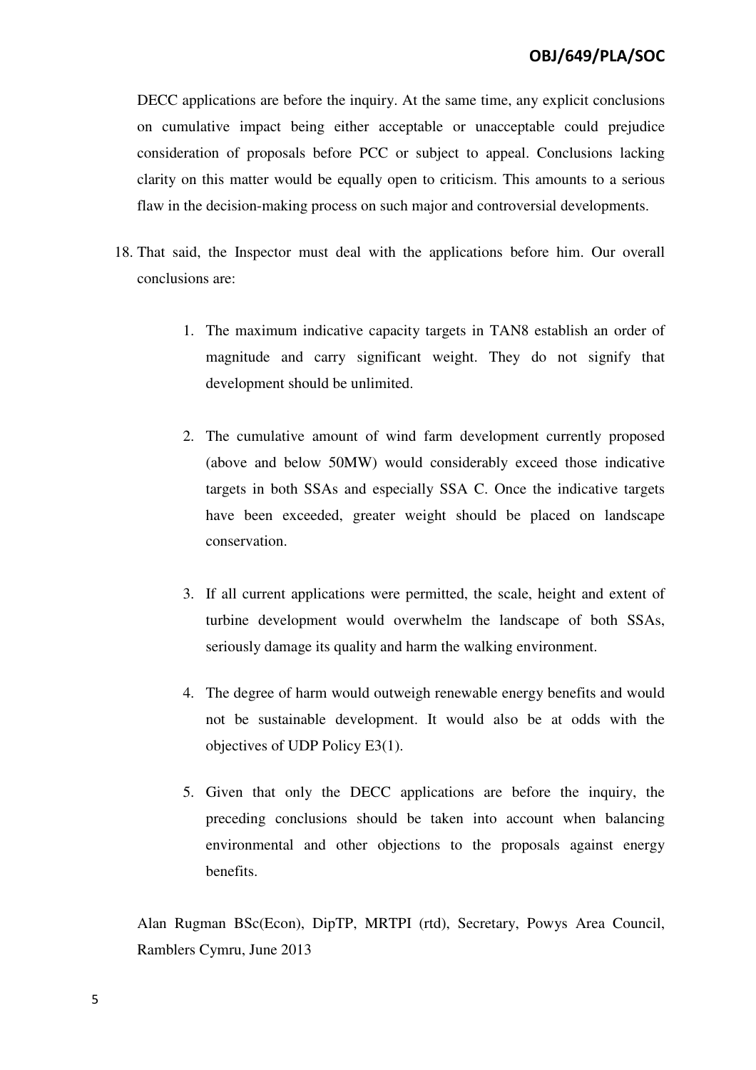DECC applications are before the inquiry. At the same time, any explicit conclusions on cumulative impact being either acceptable or unacceptable could prejudice consideration of proposals before PCC or subject to appeal. Conclusions lacking clarity on this matter would be equally open to criticism. This amounts to a serious flaw in the decision-making process on such major and controversial developments.

18. That said, the Inspector must deal with the applications before him. Our overall conclusions are:

    1. The maximum indicative capacity targets in TAN8 establish an order of magnitude and carry significant weight. They do not signify that development should be unlimited.

    2. The cumulative amount of wind farm development currently proposed (above and below 50MW) would considerably exceed those indicative targets in both SSAs and especially SSA C. Once the indicative targets have been exceeded, greater weight should be placed on landscape conservation.

    3. If all current applications were permitted, the scale, height and extent of turbine development would overwhelm the landscape of both SSAs, seriously damage its quality and harm the walking environment.

    4. The degree of harm would outweigh renewable energy benefits and would not be sustainable development. It would also be at odds with the objectives of UDP Policy E3(1).

    5. Given that only the DECC applications are before the inquiry, the preceding conclusions should be taken into account when balancing environmental and other objections to the proposals against energy benefits.

Alan Rugman BSc(Econ), DipTP, MRTPI (rtd), Secretary, Powys Area Council, Ramblers Cymru, June 2013